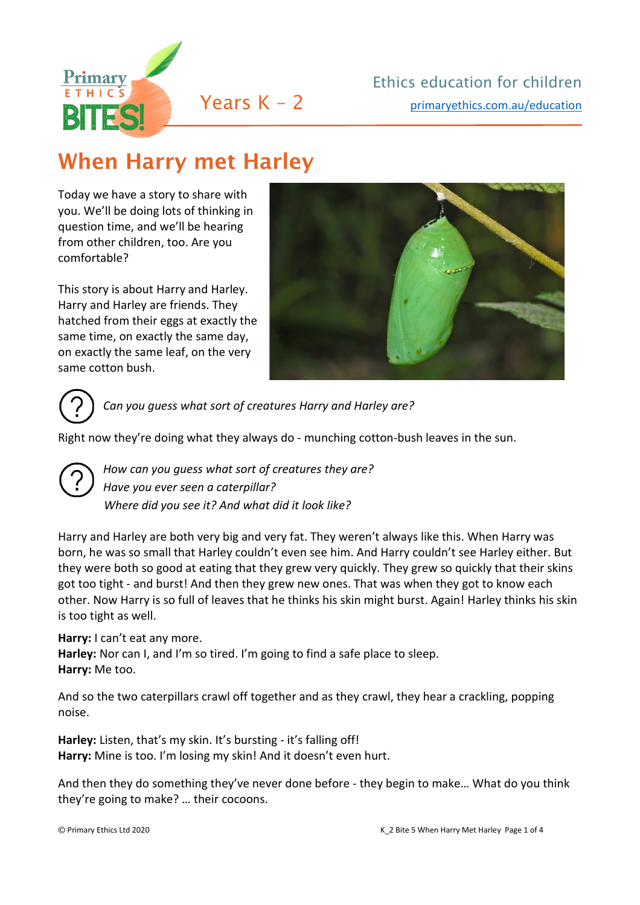Years K – 2

Ethics education for children

primaryethics.com.au/education

# When Harry met Harley

Today we have a story to share with you. We'll be doing lots of thinking in question time, and we'll be hearing from other children, too. Are you comfortable?

This story is about Harry and Harley. Harry and Harley are friends. They hatched from their eggs at exactly the same time, on exactly the same day, on exactly the same leaf, on the very same cotton bush.

*Can you guess what sort of creatures Harry and Harley are?*

Right now they're doing what they always do - munching cotton-bush leaves in the sun.

*How can you guess what sort of creatures they are?*
*Have you ever seen a caterpillar?*
*Where did you see it? And what did it look like?*

Harry and Harley are both very big and very fat. They weren't always like this. When Harry was born, he was so small that Harley couldn't even see him. And Harry couldn't see Harley either. But they were both so good at eating that they grew very quickly. They grew so quickly that their skins got too tight - and burst! And then they grew new ones. That was when they got to know each other. Now Harry is so full of leaves that he thinks his skin might burst. Again! Harley thinks his skin is too tight as well.

**Harry:** I can't eat any more.
**Harley:** Nor can I, and I'm so tired. I'm going to find a safe place to sleep.
**Harry:** Me too.

And so the two caterpillars crawl off together and as they crawl, they hear a crackling, popping noise.

**Harley:** Listen, that's my skin. It's bursting - it's falling off!
**Harry:** Mine is too. I'm losing my skin! And it doesn't even hurt.

And then they do something they've never done before - they begin to make… What do you think they're going to make? … their cocoons.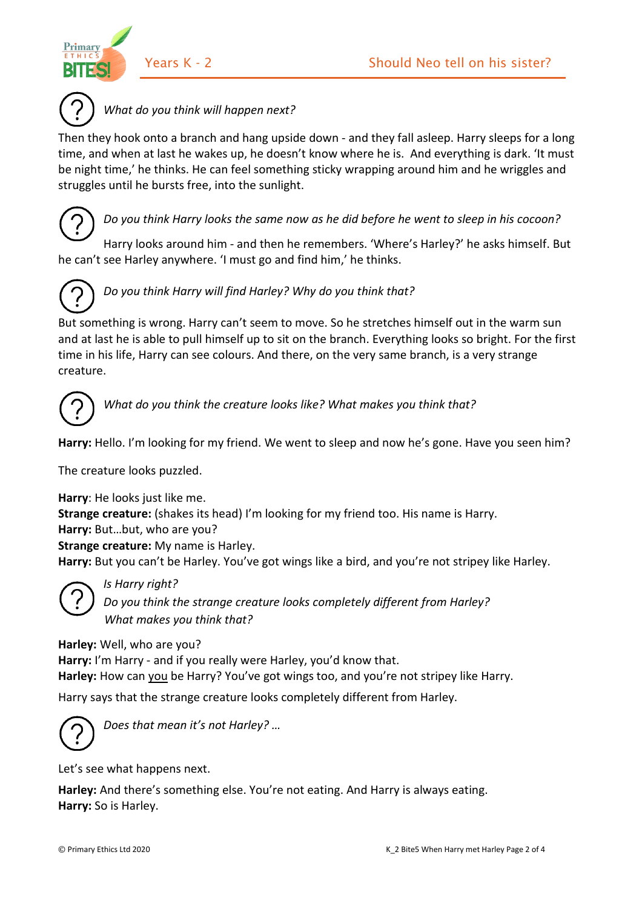*What do you think will happen next?*

Then they hook onto a branch and hang upside down - and they fall asleep. Harry sleeps for a long time, and when at last he wakes up, he doesn't know where he is. And everything is dark. 'It must be night time,' he thinks. He can feel something sticky wrapping around him and he wriggles and struggles until he bursts free, into the sunlight.

*Do you think Harry looks the same now as he did before he went to sleep in his cocoon?*

Harry looks around him - and then he remembers. 'Where's Harley?' he asks himself. But he can't see Harley anywhere. 'I must go and find him,' he thinks.

*Do you think Harry will find Harley? Why do you think that?*

But something is wrong. Harry can't seem to move. So he stretches himself out in the warm sun and at last he is able to pull himself up to sit on the branch. Everything looks so bright. For the first time in his life, Harry can see colours. And there, on the very same branch, is a very strange creature.

*What do you think the creature looks like? What makes you think that?*

**Harry:** Hello. I'm looking for my friend. We went to sleep and now he's gone. Have you seen him?

The creature looks puzzled.

**Harry**: He looks just like me.
**Strange creature:** (shakes its head) I'm looking for my friend too. His name is Harry.
**Harry:** But…but, who are you?
**Strange creature:** My name is Harley.
**Harry:** But you can't be Harley. You've got wings like a bird, and you're not stripey like Harley.

*Is Harry right?*
*Do you think the strange creature looks completely different from Harley?*
*What makes you think that?*

**Harley:** Well, who are you?
**Harry:** I'm Harry - and if you really were Harley, you'd know that.
**Harley:** How can <u>you</u> be Harry? You've got wings too, and you're not stripey like Harry.

Harry says that the strange creature looks completely different from Harley.

*Does that mean it's not Harley? …*

Let's see what happens next.

**Harley:** And there's something else. You're not eating. And Harry is always eating.
**Harry:** So is Harley.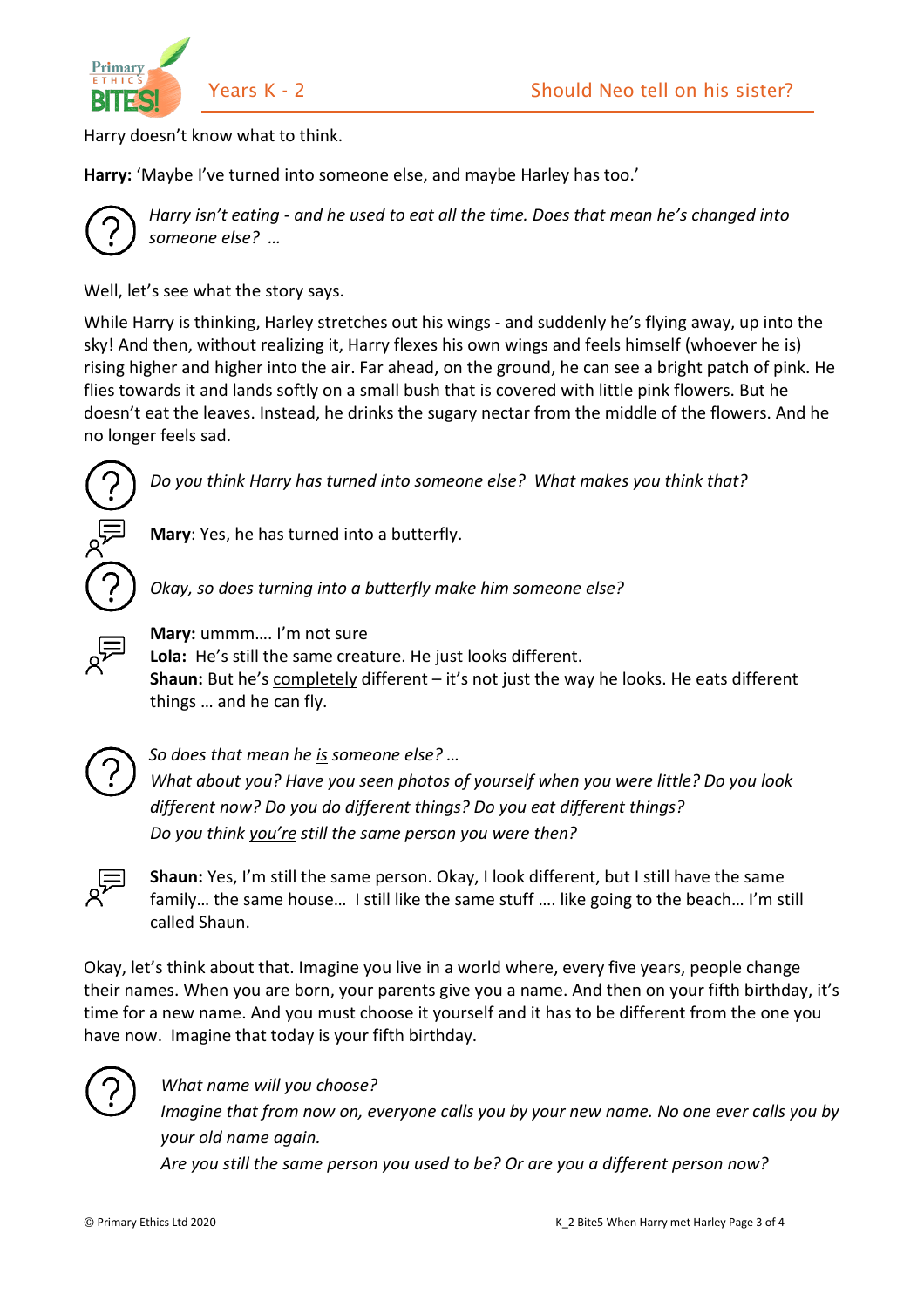Harry doesn't know what to think.

**Harry:** 'Maybe I've turned into someone else, and maybe Harley has too.'

*Harry isn't eating - and he used to eat all the time. Does that mean he's changed into someone else? …*

Well, let's see what the story says.

While Harry is thinking, Harley stretches out his wings - and suddenly he's flying away, up into the sky! And then, without realizing it, Harry flexes his own wings and feels himself (whoever he is) rising higher and higher into the air. Far ahead, on the ground, he can see a bright patch of pink. He flies towards it and lands softly on a small bush that is covered with little pink flowers. But he doesn't eat the leaves. Instead, he drinks the sugary nectar from the middle of the flowers. And he no longer feels sad.

*Do you think Harry has turned into someone else? What makes you think that?*

**Mary**: Yes, he has turned into a butterfly.

*Okay, so does turning into a butterfly make him someone else?*

**Mary:** ummm…. I'm not sure
**Lola:** He's still the same creature. He just looks different.
**Shaun:** But he's completely different – it's not just the way he looks. He eats different things … and he can fly.

*So does that mean he is someone else? …*
*What about you? Have you seen photos of yourself when you were little? Do you look different now? Do you do different things? Do you eat different things?*
*Do you think you're still the same person you were then?*

**Shaun:** Yes, I'm still the same person. Okay, I look different, but I still have the same family… the same house… I still like the same stuff …. like going to the beach… I'm still called Shaun.

Okay, let's think about that. Imagine you live in a world where, every five years, people change their names. When you are born, your parents give you a name. And then on your fifth birthday, it's time for a new name. And you must choose it yourself and it has to be different from the one you have now. Imagine that today is your fifth birthday.

*What name will you choose?*
*Imagine that from now on, everyone calls you by your new name. No one ever calls you by your old name again.*
*Are you still the same person you used to be? Or are you a different person now?*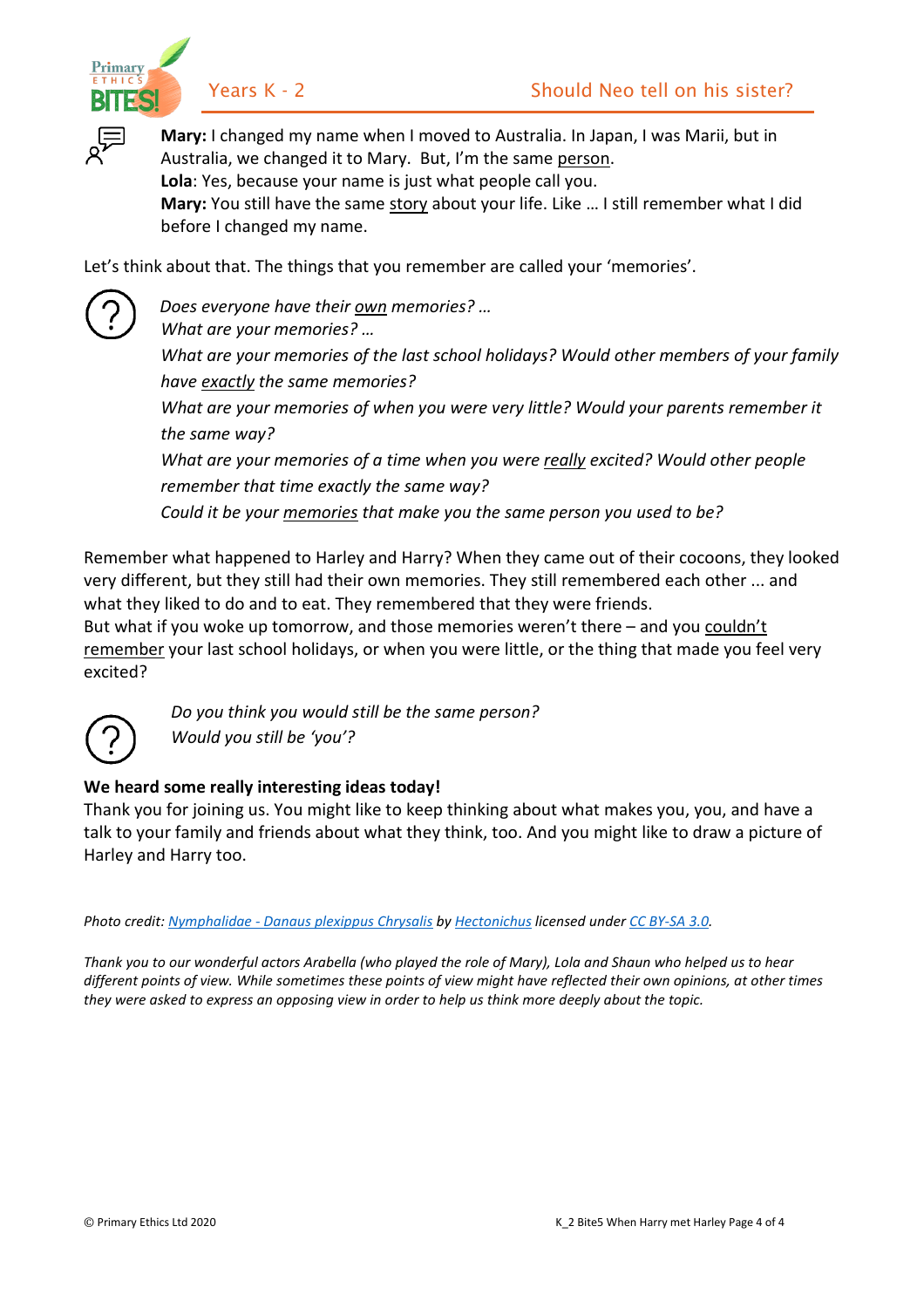**Mary:** I changed my name when I moved to Australia. In Japan, I was Marii, but in Australia, we changed it to Mary. But, I'm the same <u>person</u>.
**Lola**: Yes, because your name is just what people call you.
**Mary:** You still have the same <u>story</u> about your life. Like … I still remember what I did before I changed my name.

Let's think about that. The things that you remember are called your 'memories'.

*Does everyone have their <u>own</u> memories? …*
*What are your memories? …*
*What are your memories of the last school holidays? Would other members of your family have <u>exactly</u> the same memories?*
*What are your memories of when you were very little? Would your parents remember it the same way?*
*What are your memories of a time when you were <u>really</u> excited? Would other people remember that time exactly the same way?*
*Could it be your <u>memories</u> that make you the same person you used to be?*

Remember what happened to Harley and Harry? When they came out of their cocoons, they looked very different, but they still had their own memories. They still remembered each other ... and what they liked to do and to eat. They remembered that they were friends.
But what if you woke up tomorrow, and those memories weren't there – and you <u>couldn't remember</u> your last school holidays, or when you were little, or the thing that made you feel very excited?

*Do you think you would still be the same person?*
*Would you still be 'you'?*

**We heard some really interesting ideas today!**
Thank you for joining us. You might like to keep thinking about what makes you, you, and have a talk to your family and friends about what they think, too. And you might like to draw a picture of Harley and Harry too.

*Photo credit: Nymphalidae - Danaus plexippus Chrysalis by Hectonichus licensed under CC BY-SA 3.0.*

*Thank you to our wonderful actors Arabella (who played the role of Mary), Lola and Shaun who helped us to hear different points of view. While sometimes these points of view might have reflected their own opinions, at other times they were asked to express an opposing view in order to help us think more deeply about the topic.*

© Primary Ethics Ltd 2020